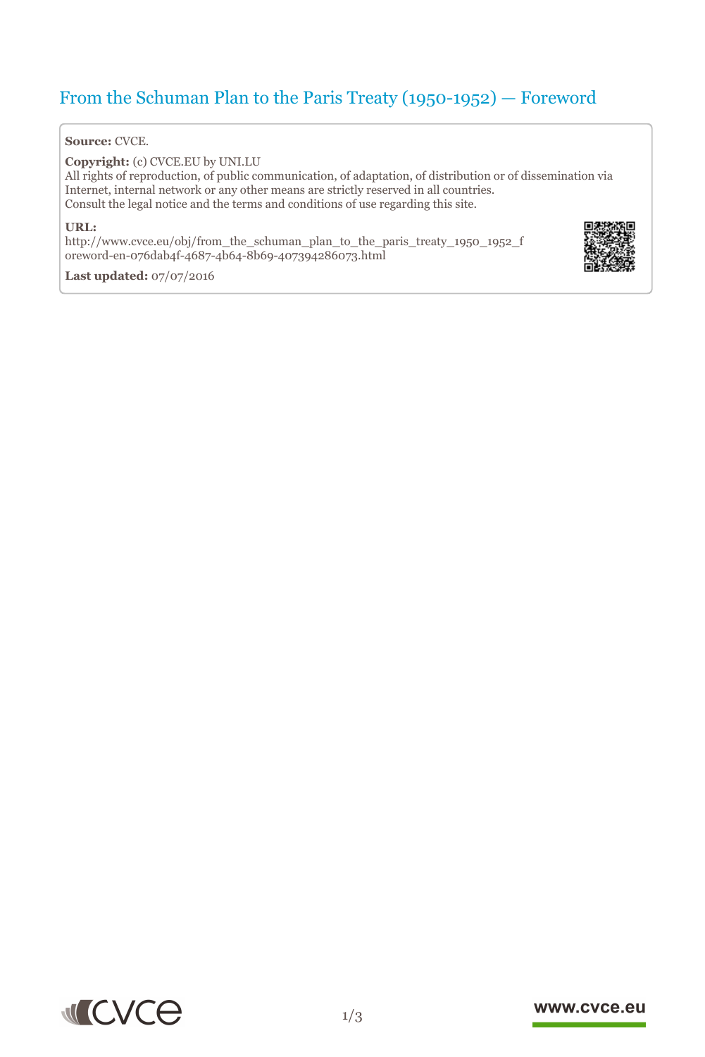# From the Schuman Plan to the Paris Treaty (1950-1952) — Foreword

**Source:** CVCE.

**Copyright:** (c) CVCE.EU by UNI.LU
All rights of reproduction, of public communication, of adaptation, of distribution or of dissemination via Internet, internal network or any other means are strictly reserved in all countries.
Consult the legal notice and the terms and conditions of use regarding this site.

**URL:**
http://www.cvce.eu/obj/from_the_schuman_plan_to_the_paris_treaty_1950_1952_foreword-en-076dab4f-4687-4b64-8b69-407394286073.html

**Last updated:** 07/07/2016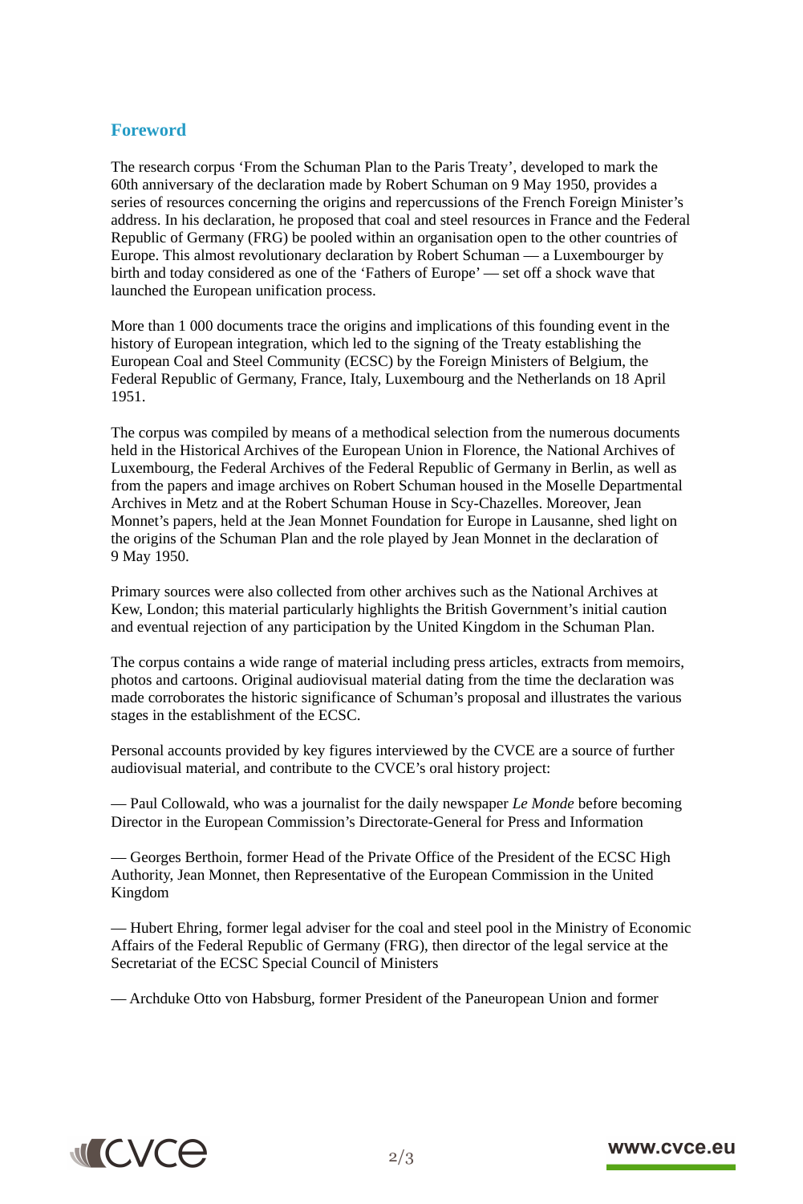## Foreword

The research corpus 'From the Schuman Plan to the Paris Treaty', developed to mark the 60th anniversary of the declaration made by Robert Schuman on 9 May 1950, provides a series of resources concerning the origins and repercussions of the French Foreign Minister's address. In his declaration, he proposed that coal and steel resources in France and the Federal Republic of Germany (FRG) be pooled within an organisation open to the other countries of Europe. This almost revolutionary declaration by Robert Schuman — a Luxembourger by birth and today considered as one of the 'Fathers of Europe' — set off a shock wave that launched the European unification process.

More than 1 000 documents trace the origins and implications of this founding event in the history of European integration, which led to the signing of the Treaty establishing the European Coal and Steel Community (ECSC) by the Foreign Ministers of Belgium, the Federal Republic of Germany, France, Italy, Luxembourg and the Netherlands on 18 April 1951.

The corpus was compiled by means of a methodical selection from the numerous documents held in the Historical Archives of the European Union in Florence, the National Archives of Luxembourg, the Federal Archives of the Federal Republic of Germany in Berlin, as well as from the papers and image archives on Robert Schuman housed in the Moselle Departmental Archives in Metz and at the Robert Schuman House in Scy-Chazelles. Moreover, Jean Monnet's papers, held at the Jean Monnet Foundation for Europe in Lausanne, shed light on the origins of the Schuman Plan and the role played by Jean Monnet in the declaration of 9 May 1950.

Primary sources were also collected from other archives such as the National Archives at Kew, London; this material particularly highlights the British Government's initial caution and eventual rejection of any participation by the United Kingdom in the Schuman Plan.

The corpus contains a wide range of material including press articles, extracts from memoirs, photos and cartoons. Original audiovisual material dating from the time the declaration was made corroborates the historic significance of Schuman's proposal and illustrates the various stages in the establishment of the ECSC.

Personal accounts provided by key figures interviewed by the CVCE are a source of further audiovisual material, and contribute to the CVCE's oral history project:

— Paul Collowald, who was a journalist for the daily newspaper *Le Monde* before becoming Director in the European Commission's Directorate-General for Press and Information

— Georges Berthoin, former Head of the Private Office of the President of the ECSC High Authority, Jean Monnet, then Representative of the European Commission in the United Kingdom

— Hubert Ehring, former legal adviser for the coal and steel pool in the Ministry of Economic Affairs of the Federal Republic of Germany (FRG), then director of the legal service at the Secretariat of the ECSC Special Council of Ministers

— Archduke Otto von Habsburg, former President of the Paneuropean Union and former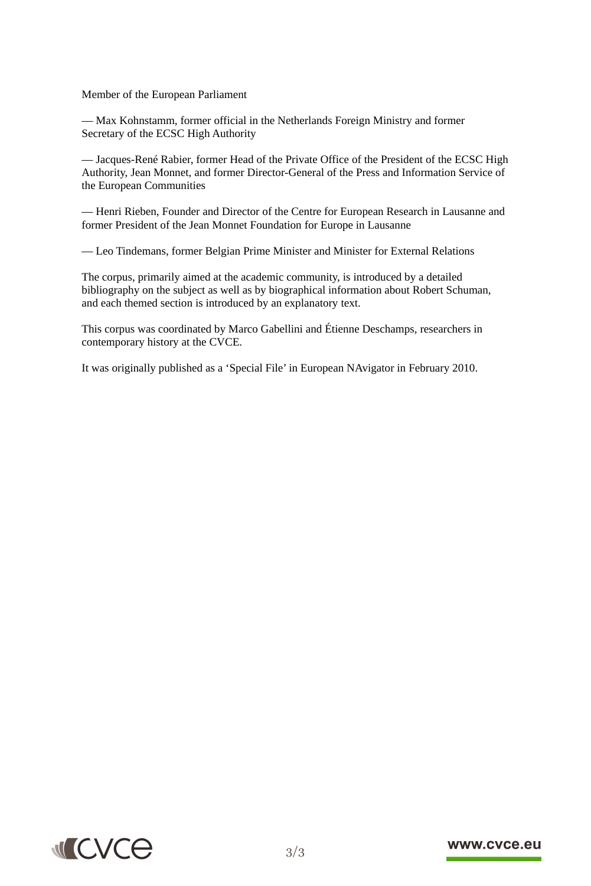Member of the European Parliament

— Max Kohnstamm, former official in the Netherlands Foreign Ministry and former Secretary of the ECSC High Authority

— Jacques-René Rabier, former Head of the Private Office of the President of the ECSC High Authority, Jean Monnet, and former Director-General of the Press and Information Service of the European Communities

— Henri Rieben, Founder and Director of the Centre for European Research in Lausanne and former President of the Jean Monnet Foundation for Europe in Lausanne

— Leo Tindemans, former Belgian Prime Minister and Minister for External Relations

The corpus, primarily aimed at the academic community, is introduced by a detailed bibliography on the subject as well as by biographical information about Robert Schuman, and each themed section is introduced by an explanatory text.

This corpus was coordinated by Marco Gabellini and Étienne Deschamps, researchers in contemporary history at the CVCE.

It was originally published as a 'Special File' in European NAvigator in February 2010.